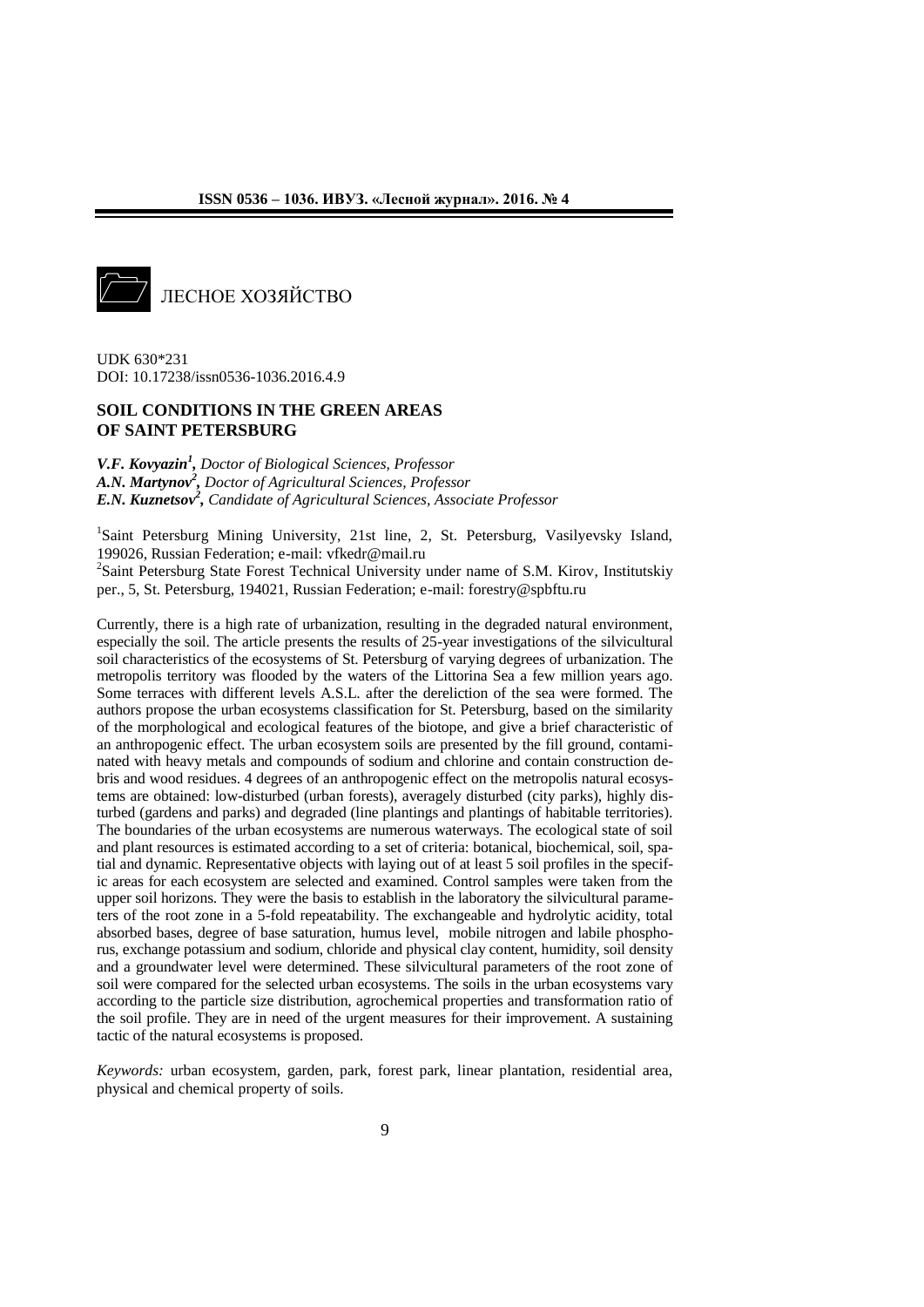ЛЕСНОЕ ХОЗЯЙСТВО

UDK 630*231
DOI: 10.17238/issn0536-1036.2016.4.9

## SOIL CONDITIONS IN THE GREEN AREAS OF SAINT PETERSBURG

***V.F. Kovyazin*[1]**, *Doctor of Biological Sciences, Professor*
***A.N. Martynov*[2]**, *Doctor of Agricultural Sciences, Professor*
***E.N. Kuznetsov*[2]**, *Candidate of Agricultural Sciences, Associate Professor*

[1]Saint Petersburg Mining University, 21st line, 2, St. Petersburg, Vasilyevsky Island, 199026, Russian Federation; e-mail: vfkedr@mail.ru
[2]Saint Petersburg State Forest Technical University under name of S.M. Kirov, Institutskiy per., 5, St. Petersburg, 194021, Russian Federation; e-mail: forestry@spbftu.ru

Currently, there is a high rate of urbanization, resulting in the degraded natural environment, especially the soil. The article presents the results of 25-year investigations of the silvicultural soil characteristics of the ecosystems of St. Petersburg of varying degrees of urbanization. The metropolis territory was flooded by the waters of the Littorina Sea a few million years ago. Some terraces with different levels A.S.L. after the dereliction of the sea were formed. The authors propose the urban ecosystems classification for St. Petersburg, based on the similarity of the morphological and ecological features of the biotope, and give a brief characteristic of an anthropogenic effect. The urban ecosystem soils are presented by the fill ground, contaminated with heavy metals and compounds of sodium and chlorine and contain construction debris and wood residues. 4 degrees of an anthropogenic effect on the metropolis natural ecosystems are obtained: low-disturbed (urban forests), averagely disturbed (city parks), highly disturbed (gardens and parks) and degraded (line plantings and plantings of habitable territories). The boundaries of the urban ecosystems are numerous waterways. The ecological state of soil and plant resources is estimated according to a set of criteria: botanical, biochemical, soil, spatial and dynamic. Representative objects with laying out of at least 5 soil profiles in the specific areas for each ecosystem are selected and examined. Control samples were taken from the upper soil horizons. They were the basis to establish in the laboratory the silvicultural parameters of the root zone in a 5-fold repeatability. The exchangeable and hydrolytic acidity, total absorbed bases, degree of base saturation, humus level, mobile nitrogen and labile phosphorus, exchange potassium and sodium, chloride and physical clay content, humidity, soil density and a groundwater level were determined. These silvicultural parameters of the root zone of soil were compared for the selected urban ecosystems. The soils in the urban ecosystems vary according to the particle size distribution, agrochemical properties and transformation ratio of the soil profile. They are in need of the urgent measures for their improvement. A sustaining tactic of the natural ecosystems is proposed.

*Keywords:* urban ecosystem, garden, park, forest park, linear plantation, residential area, physical and chemical property of soils.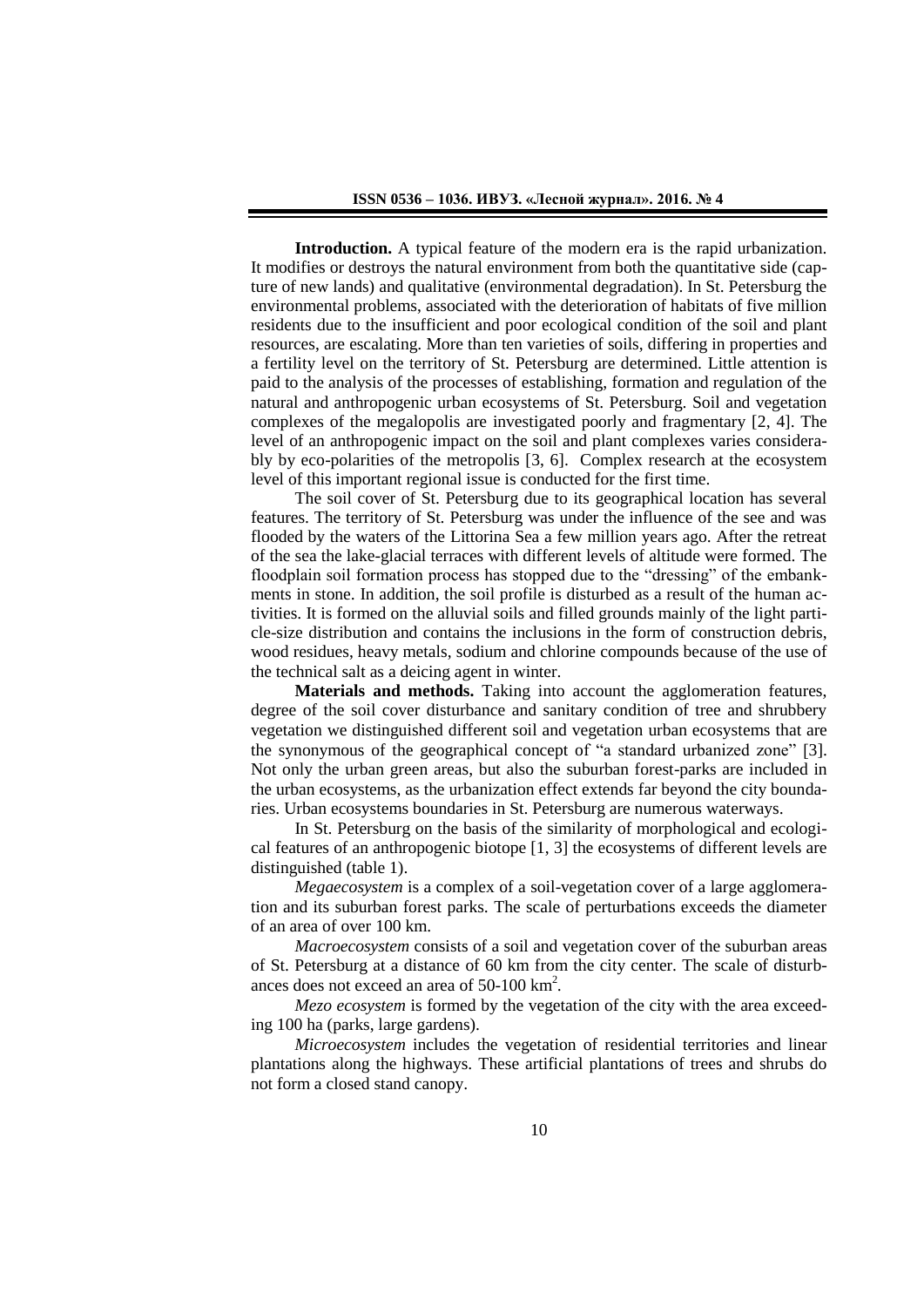**Introduction.** A typical feature of the modern era is the rapid urbanization. It modifies or destroys the natural environment from both the quantitative side (capture of new lands) and qualitative (environmental degradation). In St. Petersburg the environmental problems, associated with the deterioration of habitats of five million residents due to the insufficient and poor ecological condition of the soil and plant resources, are escalating. More than ten varieties of soils, differing in properties and a fertility level on the territory of St. Petersburg are determined. Little attention is paid to the analysis of the processes of establishing, formation and regulation of the natural and anthropogenic urban ecosystems of St. Petersburg. Soil and vegetation complexes of the megalopolis are investigated poorly and fragmentary [2, 4]. The level of an anthropogenic impact on the soil and plant complexes varies considerably by eco-polarities of the metropolis [3, 6]. Complex research at the ecosystem level of this important regional issue is conducted for the first time.

The soil cover of St. Petersburg due to its geographical location has several features. The territory of St. Petersburg was under the influence of the see and was flooded by the waters of the Littorina Sea a few million years ago. After the retreat of the sea the lake-glacial terraces with different levels of altitude were formed. The floodplain soil formation process has stopped due to the "dressing" of the embankments in stone. In addition, the soil profile is disturbed as a result of the human activities. It is formed on the alluvial soils and filled grounds mainly of the light particle-size distribution and contains the inclusions in the form of construction debris, wood residues, heavy metals, sodium and chlorine compounds because of the use of the technical salt as a deicing agent in winter.

**Materials and methods.** Taking into account the agglomeration features, degree of the soil cover disturbance and sanitary condition of tree and shrubbery vegetation we distinguished different soil and vegetation urban ecosystems that are the synonymous of the geographical concept of "a standard urbanized zone" [3]. Not only the urban green areas, but also the suburban forest-parks are included in the urban ecosystems, as the urbanization effect extends far beyond the city boundaries. Urban ecosystems boundaries in St. Petersburg are numerous waterways.

In St. Petersburg on the basis of the similarity of morphological and ecological features of an anthropogenic biotope [1, 3] the ecosystems of different levels are distinguished (table 1).

*Megaecosystem* is a complex of a soil-vegetation cover of a large agglomeration and its suburban forest parks. The scale of perturbations exceeds the diameter of an area of over 100 km.

*Macroecosystem* consists of a soil and vegetation cover of the suburban areas of St. Petersburg at a distance of 60 km from the city center. The scale of disturbances does not exceed an area of 50-100 km$^2$.

*Mezo ecosystem* is formed by the vegetation of the city with the area exceeding 100 ha (parks, large gardens).

*Microecosystem* includes the vegetation of residential territories and linear plantations along the highways. These artificial plantations of trees and shrubs do not form a closed stand canopy.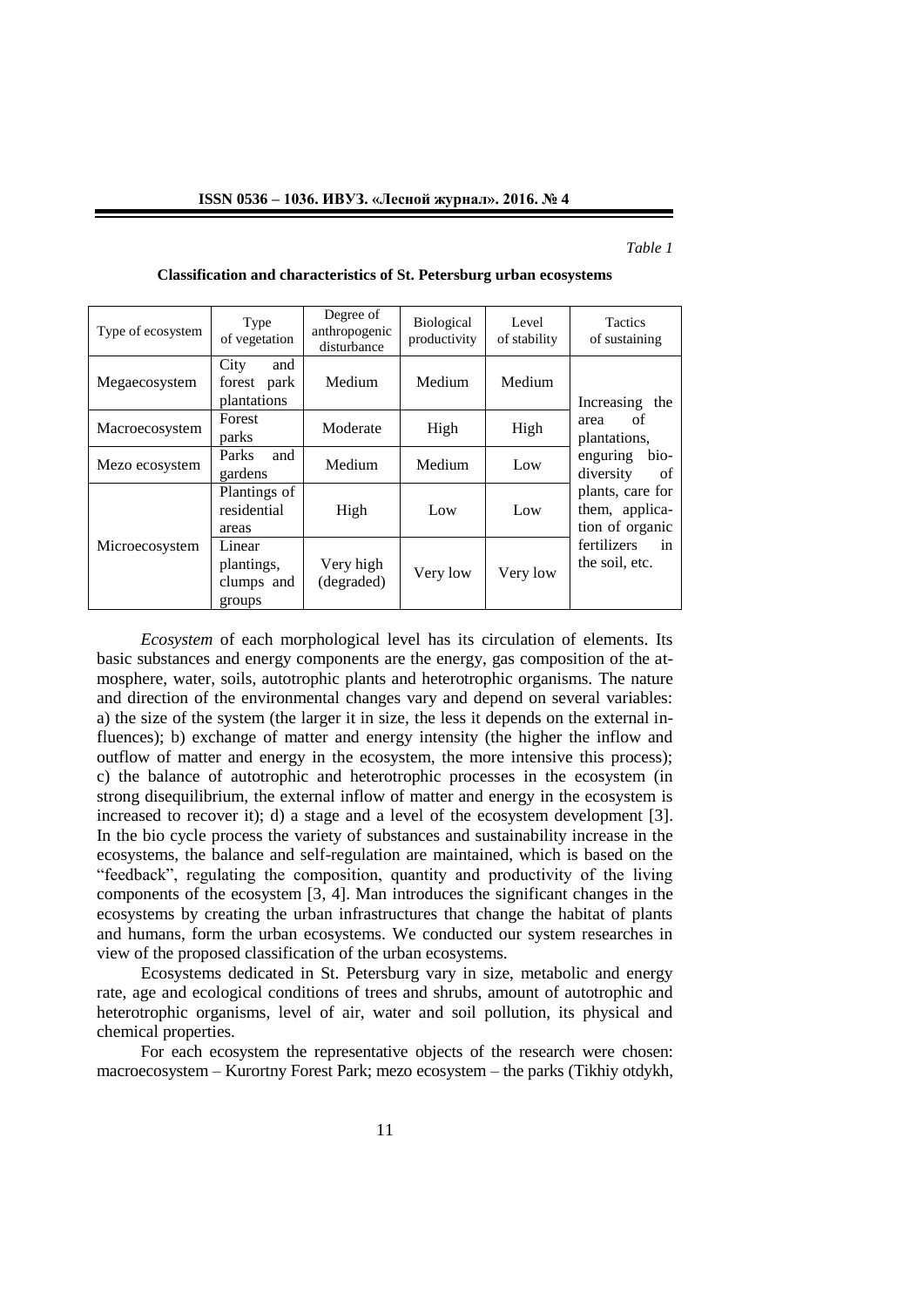*Table 1*

**Classification and characteristics of St. Petersburg urban ecosystems**

| Type of ecosystem | Type of vegetation | Degree of anthropogenic disturbance | Biological productivity | Level of stability | Tactics of sustaining |
|---|---|---|---|---|---|
| Megaecosystem | City and forest park plantations | Medium | Medium | Medium | Increasing the area of plantations, enguring bio-diversity of plants, care for them, application of organic fertilizers in the soil, etc. |
| Macroecosystem | Forest parks | Moderate | High | High | |
| Mezo ecosystem | Parks and gardens | Medium | Medium | Low | |
| Microecosystem | Plantings of residential areas | High | Low | Low | |
| | Linear plantings, clumps and groups | Very high (degraded) | Very low | Very low | |

*Ecosystem* of each morphological level has its circulation of elements. Its basic substances and energy components are the energy, gas composition of the atmosphere, water, soils, autotrophic plants and heterotrophic organisms. The nature and direction of the environmental changes vary and depend on several variables: a) the size of the system (the larger it in size, the less it depends on the external influences); b) exchange of matter and energy intensity (the higher the inflow and outflow of matter and energy in the ecosystem, the more intensive this process); c) the balance of autotrophic and heterotrophic processes in the ecosystem (in strong disequilibrium, the external inflow of matter and energy in the ecosystem is increased to recover it); d) a stage and a level of the ecosystem development [3]. In the bio cycle process the variety of substances and sustainability increase in the ecosystems, the balance and self-regulation are maintained, which is based on the "feedback", regulating the composition, quantity and productivity of the living components of the ecosystem [3, 4]. Man introduces the significant changes in the ecosystems by creating the urban infrastructures that change the habitat of plants and humans, form the urban ecosystems. We conducted our system researches in view of the proposed classification of the urban ecosystems.

Ecosystems dedicated in St. Petersburg vary in size, metabolic and energy rate, age and ecological conditions of trees and shrubs, amount of autotrophic and heterotrophic organisms, level of air, water and soil pollution, its physical and chemical properties.

For each ecosystem the representative objects of the research were chosen: macroecosystem – Kurortny Forest Park; mezo ecosystem – the parks (Tikhiy otdykh,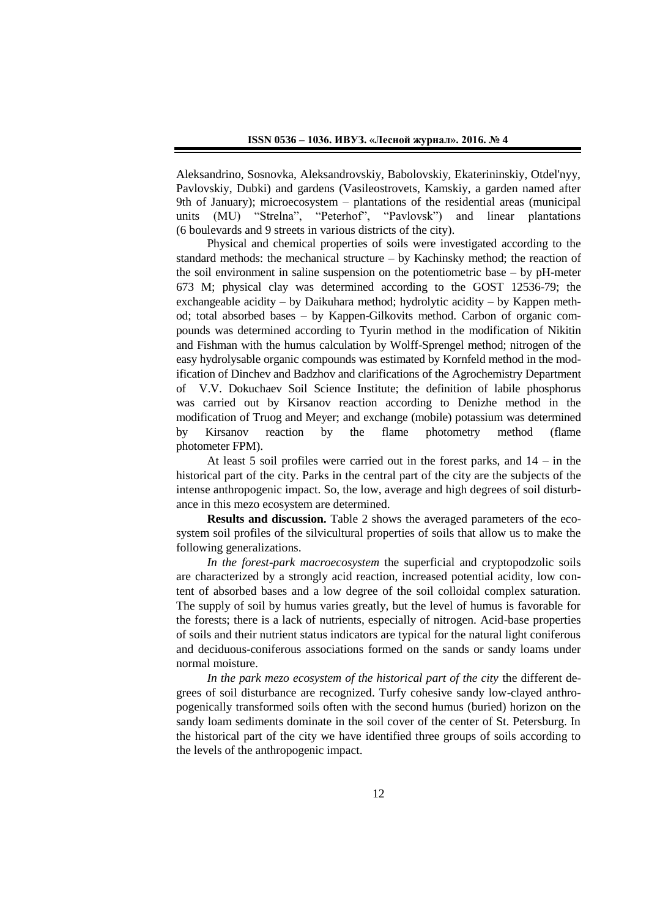Aleksandrino, Sosnovka, Aleksandrovskiy, Babolovskiy, Ekaterininskiy, Otdel'nyy, Pavlovskiy, Dubki) and gardens (Vasileostrovets, Kamskiy, a garden named after 9th of January); microecosystem – plantations of the residential areas (municipal units (MU) "Strelna", "Peterhof", "Pavlovsk") and linear plantations (6 boulevards and 9 streets in various districts of the city).

Physical and chemical properties of soils were investigated according to the standard methods: the mechanical structure – by Kachinsky method; the reaction of the soil environment in saline suspension on the potentiometric base – by pH-meter 673 M; physical clay was determined according to the GOST 12536-79; the exchangeable acidity – by Daikuhara method; hydrolytic acidity – by Kappen method; total absorbed bases – by Kappen-Gilkovits method. Carbon of organic compounds was determined according to Tyurin method in the modification of Nikitin and Fishman with the humus calculation by Wolff-Sprengel method; nitrogen of the easy hydrolysable organic compounds was estimated by Kornfeld method in the modification of Dinchev and Badzhov and clarifications of the Agrochemistry Department of V.V. Dokuchaev Soil Science Institute; the definition of labile phosphorus was carried out by Kirsanov reaction according to Denizhe method in the modification of Truog and Meyer; and exchange (mobile) potassium was determined by Kirsanov reaction by the flame photometry method (flame photometer FPM).

At least 5 soil profiles were carried out in the forest parks, and 14 – in the historical part of the city. Parks in the central part of the city are the subjects of the intense anthropogenic impact. So, the low, average and high degrees of soil disturbance in this mezo ecosystem are determined.

**Results and discussion.** Table 2 shows the averaged parameters of the ecosystem soil profiles of the silvicultural properties of soils that allow us to make the following generalizations.

*In the forest-park macroecosystem* the superficial and cryptopodzolic soils are characterized by a strongly acid reaction, increased potential acidity, low content of absorbed bases and a low degree of the soil colloidal complex saturation. The supply of soil by humus varies greatly, but the level of humus is favorable for the forests; there is a lack of nutrients, especially of nitrogen. Acid-base properties of soils and their nutrient status indicators are typical for the natural light coniferous and deciduous-coniferous associations formed on the sands or sandy loams under normal moisture.

*In the park mezo ecosystem of the historical part of the city* the different degrees of soil disturbance are recognized. Turfy cohesive sandy low-clayed anthropogenically transformed soils often with the second humus (buried) horizon on the sandy loam sediments dominate in the soil cover of the center of St. Petersburg. In the historical part of the city we have identified three groups of soils according to the levels of the anthropogenic impact.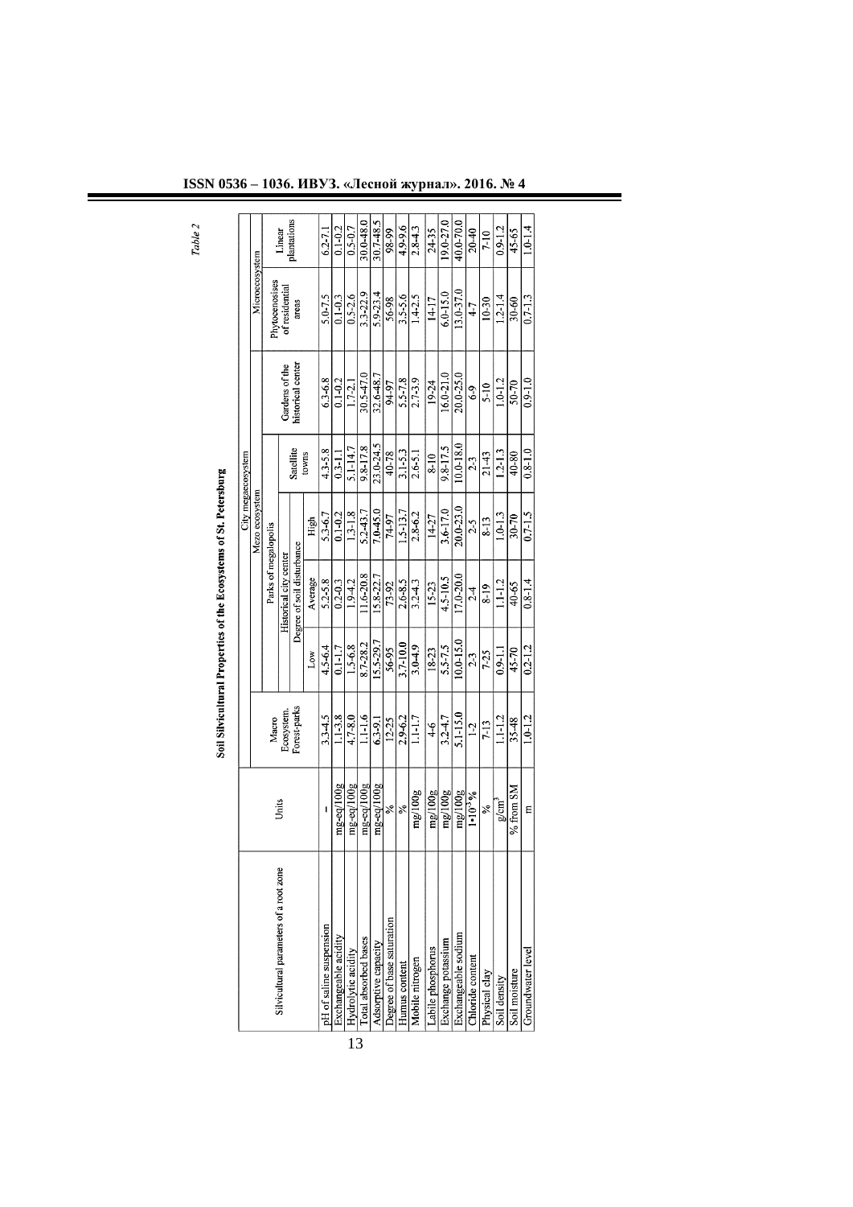*Table 2*

**Soil Silvicultural Properties of the Ecosystems of St. Petersburg**

| Silvicultural parameters of a root zone | Units | Macro Ecosystem. Forest-parks | City megaecosystem | | | | | | |
|---|---|---|---|---|---|---|---|---|---|
| | | | Mezo ecosystem | | | | | Microecosystem | |
| | | | Parks of megalopolis | | | Satellite towns | Gardens of the historical center | Phytocenosises of residential areas | Linear plantations |
| | | | Historical city center | | | | | | |
| | | | Degree of soil disturbance | | | | | | |
| | | | Low | Average | High | | | | |
| pH of saline suspension | – | 3.3-4.5 | 4.5-6.4 | 5.2-5.8 | 5.3-6.7 | 4.3-5.8 | 6.3-6.8 | 5.0-7.5 | 6.2-7.1 |
| Exchangeable acidity | mg-eq/100g | 1.1-3.8 | 0.1-1.7 | 0.2-0.3 | 0.1-0.2 | 0.3-1.1 | 0.1-0.2 | 0.1-0.3 | 0.1-0.2 |
| Hydrolytic acidity | mg-eq/100g | 4.7-8.0 | 1.5-6.8 | 1.9-4.2 | 1.3-1.8 | 5.1-14.7 | 1.7-2.1 | 0.5-2.6 | 0.5-0.7 |
| Total absorbed bases | mg-eq/100g | 1.1-1.6 | 8.7-28.2 | 11.6-20.8 | 5.2-43.7 | 9.8-17.8 | 30.5-47.0 | 3.3-22.9 | 30.0-48.0 |
| Adsorptive capacity | mg-eq/100g | 6.3-9.1 | 15.5-29.7 | 15.8-22.7 | 7.0-45.0 | 23.0-24.5 | 32.6-48.7 | 5.9-23.4 | 30.7-48.5 |
| Degree of base saturation | % | 12-25 | 56-95 | 73-92 | 74-97 | 40-78 | 94-97 | 56-98 | 98-99 |
| Humus content | % | 2.9-6.2 | 3.7-10.0 | 2.6-8.5 | 1.5-13.7 | 3.1-5.3 | 5.5-7.8 | 3.5-5.6 | 4.9-9.6 |
| Mobile nitrogen | mg/100g | 1.1-1.7 | 3.0-4.9 | 3.2-4.3 | 2.8-6.2 | 2.6-5.1 | 2.7-3.9 | 1.4-2.5 | 2.8-4.3 |
| Labile phosphorus | mg/100g | 4-6 | 18-23 | 15-23 | 14-27 | 8-10 | 19-24 | 14-17 | 24-35 |
| Exchange potassium | mg/100g | 3.2-4.7 | 5.5-7.5 | 4.5-10.5 | 3.6-17.0 | 9.8-17.5 | 16.0-21.0 | 6.0-15.0 | 19.0-27.0 |
| Exchangeable sodium | mg/100g | 5.1-15.0 | 10.0-15.0 | 17.0-20.0 | 20.0-23.0 | 10.0-18.0 | 20.0-25.0 | 13.0-37.0 | 40.0-70.0 |
| Chloride content | $1 \cdot 10^{-3}$% | 1-2 | 2-3 | 2-4 | 2-5 | 2-3 | 6-9 | 4-7 | 20-40 |
| Physical clay | % | 7-13 | 7-25 | 8-19 | 8-13 | 21-43 | 5-10 | 10-30 | 7-10 |
| Soil density | g/cm$^3$ | 1.1-1.2 | 0.9-1.1 | 1.1-1.2 | 1.0-1.3 | 1.2-1.3 | 1.0-1.2 | 1.2-1.4 | 0.9-1.2 |
| Soil moisture | % from SM | 35-48 | 45-70 | 40-65 | 30-70 | 40-80 | 50-70 | 30-60 | 45-65 |
| Groundwater level | m | 1.0-1.2 | 0.2-1.2 | 0.8-1.4 | 0.7-1.5 | 0.8-1.0 | 0.9-1.0 | 0.7-1.3 | 1.0-1.4 |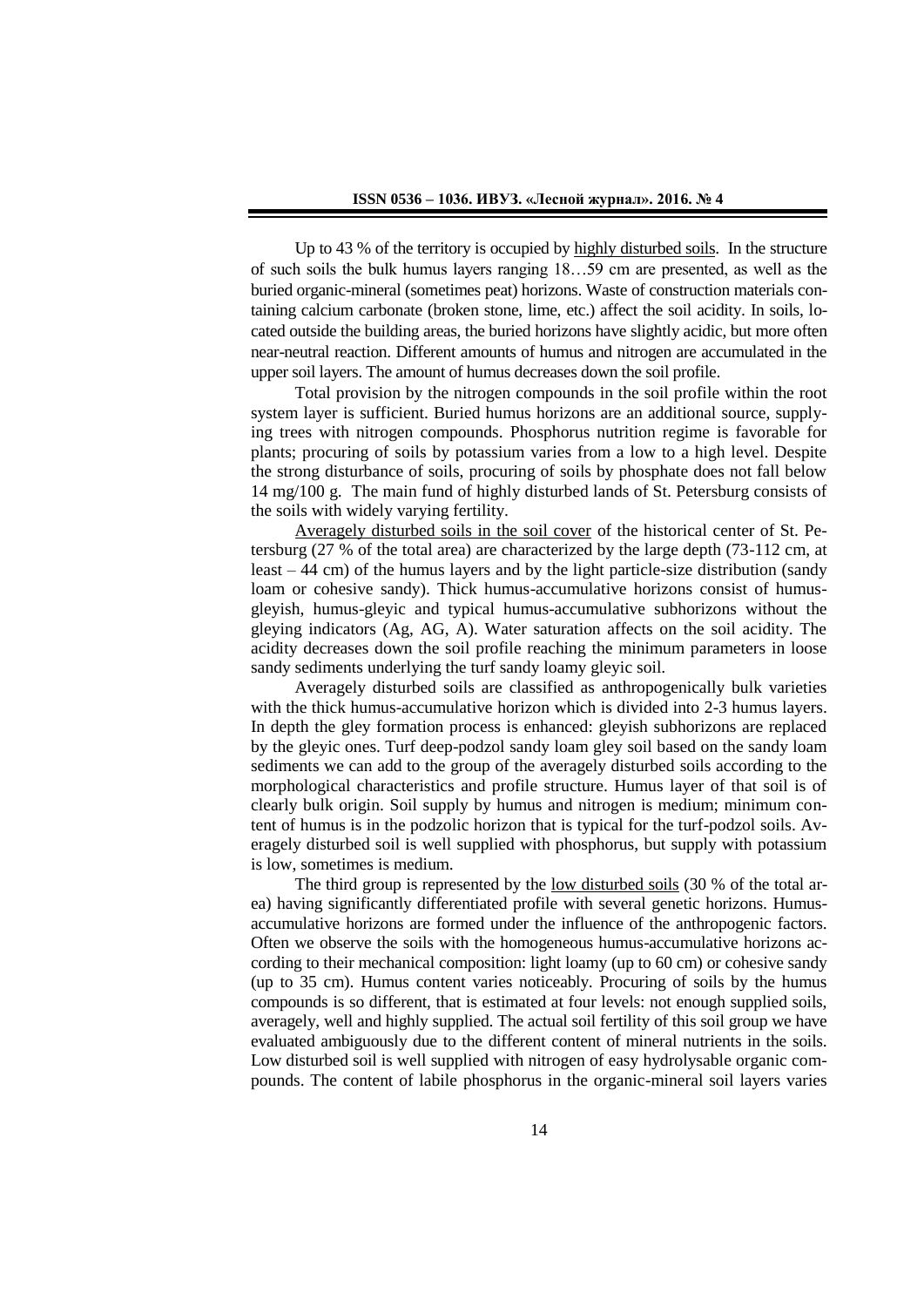Up to 43 % of the territory is occupied by highly disturbed soils. In the structure of such soils the bulk humus layers ranging 18…59 cm are presented, as well as the buried organic-mineral (sometimes peat) horizons. Waste of construction materials containing calcium carbonate (broken stone, lime, etc.) affect the soil acidity. In soils, located outside the building areas, the buried horizons have slightly acidic, but more often near-neutral reaction. Different amounts of humus and nitrogen are accumulated in the upper soil layers. The amount of humus decreases down the soil profile.

Total provision by the nitrogen compounds in the soil profile within the root system layer is sufficient. Buried humus horizons are an additional source, supplying trees with nitrogen compounds. Phosphorus nutrition regime is favorable for plants; procuring of soils by potassium varies from a low to a high level. Despite the strong disturbance of soils, procuring of soils by phosphate does not fall below 14 mg/100 g. The main fund of highly disturbed lands of St. Petersburg consists of the soils with widely varying fertility.

Averagely disturbed soils in the soil cover of the historical center of St. Petersburg (27 % of the total area) are characterized by the large depth (73-112 cm, at least – 44 cm) of the humus layers and by the light particle-size distribution (sandy loam or cohesive sandy). Thick humus-accumulative horizons consist of humus-gleyish, humus-gleyic and typical humus-accumulative subhorizons without the gleying indicators (Ag, AG, A). Water saturation affects on the soil acidity. The acidity decreases down the soil profile reaching the minimum parameters in loose sandy sediments underlying the turf sandy loamy gleyic soil.

Averagely disturbed soils are classified as anthropogenically bulk varieties with the thick humus-accumulative horizon which is divided into 2-3 humus layers. In depth the gley formation process is enhanced: gleyish subhorizons are replaced by the gleyic ones. Turf deep-podzol sandy loam gley soil based on the sandy loam sediments we can add to the group of the averagely disturbed soils according to the morphological characteristics and profile structure. Humus layer of that soil is of clearly bulk origin. Soil supply by humus and nitrogen is medium; minimum content of humus is in the podzolic horizon that is typical for the turf-podzol soils. Averagely disturbed soil is well supplied with phosphorus, but supply with potassium is low, sometimes is medium.

The third group is represented by the low disturbed soils (30 % of the total area) having significantly differentiated profile with several genetic horizons. Humus-accumulative horizons are formed under the influence of the anthropogenic factors. Often we observe the soils with the homogeneous humus-accumulative horizons according to their mechanical composition: light loamy (up to 60 cm) or cohesive sandy (up to 35 cm). Humus content varies noticeably. Procuring of soils by the humus compounds is so different, that is estimated at four levels: not enough supplied soils, averagely, well and highly supplied. The actual soil fertility of this soil group we have evaluated ambiguously due to the different content of mineral nutrients in the soils. Low disturbed soil is well supplied with nitrogen of easy hydrolysable organic compounds. The content of labile phosphorus in the organic-mineral soil layers varies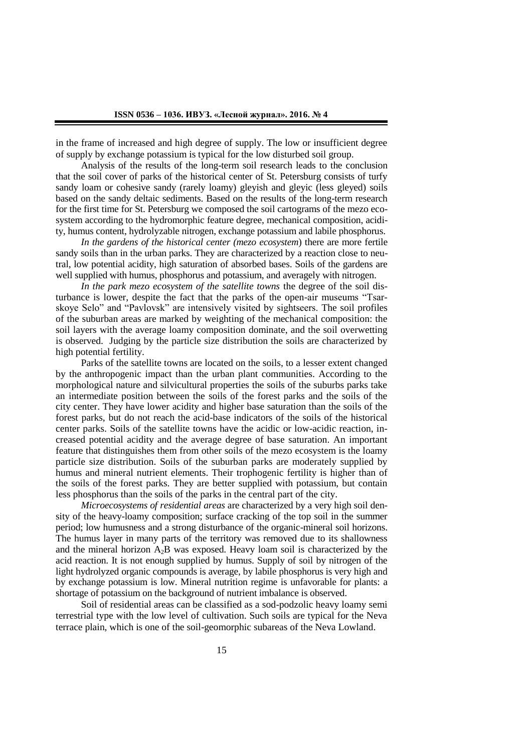in the frame of increased and high degree of supply. The low or insufficient degree of supply by exchange potassium is typical for the low disturbed soil group.

Analysis of the results of the long-term soil research leads to the conclusion that the soil cover of parks of the historical center of St. Petersburg consists of turfy sandy loam or cohesive sandy (rarely loamy) gleyish and gleyic (less gleyed) soils based on the sandy deltaic sediments. Based on the results of the long-term research for the first time for St. Petersburg we composed the soil cartograms of the mezo ecosystem according to the hydromorphic feature degree, mechanical composition, acidity, humus content, hydrolyzable nitrogen, exchange potassium and labile phosphorus.

*In the gardens of the historical center (mezo ecosystem*) there are more fertile sandy soils than in the urban parks. They are characterized by a reaction close to neutral, low potential acidity, high saturation of absorbed bases. Soils of the gardens are well supplied with humus, phosphorus and potassium, and averagely with nitrogen.

*In the park mezo ecosystem of the satellite towns* the degree of the soil disturbance is lower, despite the fact that the parks of the open-air museums "Tsarskoye Selo" and "Pavlovsk" are intensively visited by sightseers. The soil profiles of the suburban areas are marked by weighting of the mechanical composition: the soil layers with the average loamy composition dominate, and the soil overwetting is observed. Judging by the particle size distribution the soils are characterized by high potential fertility.

Parks of the satellite towns are located on the soils, to a lesser extent changed by the anthropogenic impact than the urban plant communities. According to the morphological nature and silvicultural properties the soils of the suburbs parks take an intermediate position between the soils of the forest parks and the soils of the city center. They have lower acidity and higher base saturation than the soils of the forest parks, but do not reach the acid-base indicators of the soils of the historical center parks. Soils of the satellite towns have the acidic or low-acidic reaction, increased potential acidity and the average degree of base saturation. An important feature that distinguishes them from other soils of the mezo ecosystem is the loamy particle size distribution. Soils of the suburban parks are moderately supplied by humus and mineral nutrient elements. Their trophogenic fertility is higher than of the soils of the forest parks. They are better supplied with potassium, but contain less phosphorus than the soils of the parks in the central part of the city.

*Microecosystems of residential areas* are characterized by a very high soil density of the heavy-loamy composition; surface cracking of the top soil in the summer period; low humusness and a strong disturbance of the organic-mineral soil horizons. The humus layer in many parts of the territory was removed due to its shallowness and the mineral horizon $A_2B$ was exposed. Heavy loam soil is characterized by the acid reaction. It is not enough supplied by humus. Supply of soil by nitrogen of the light hydrolyzed organic compounds is average, by labile phosphorus is very high and by exchange potassium is low. Mineral nutrition regime is unfavorable for plants: a shortage of potassium on the background of nutrient imbalance is observed.

Soil of residential areas can be classified as a sod-podzolic heavy loamy semi terrestrial type with the low level of cultivation. Such soils are typical for the Neva terrace plain, which is one of the soil-geomorphic subareas of the Neva Lowland.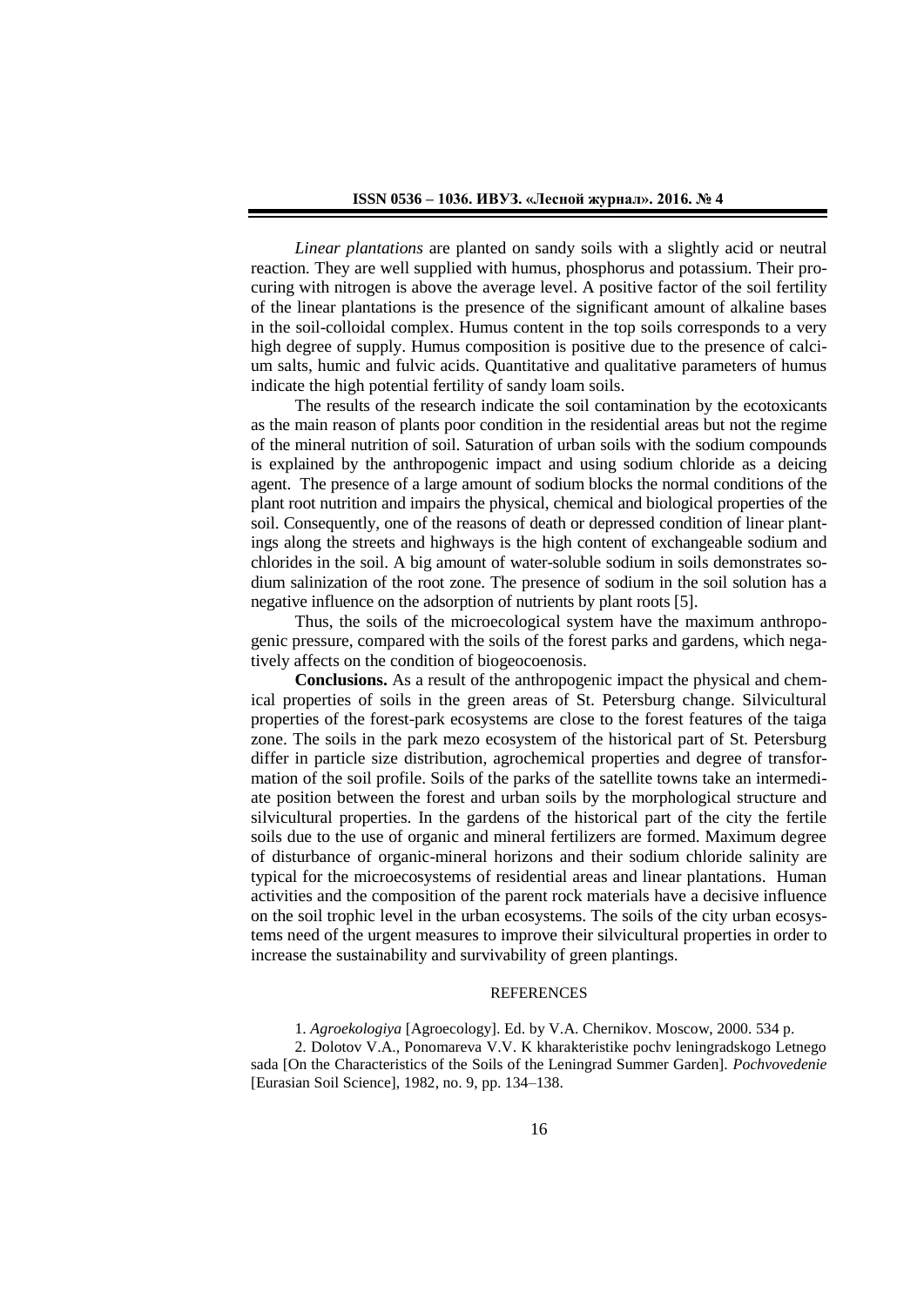*Linear plantations* are planted on sandy soils with a slightly acid or neutral reaction. They are well supplied with humus, phosphorus and potassium. Their procuring with nitrogen is above the average level. A positive factor of the soil fertility of the linear plantations is the presence of the significant amount of alkaline bases in the soil-colloidal complex. Humus content in the top soils corresponds to a very high degree of supply. Humus composition is positive due to the presence of calcium salts, humic and fulvic acids. Quantitative and qualitative parameters of humus indicate the high potential fertility of sandy loam soils.

The results of the research indicate the soil contamination by the ecotoxicants as the main reason of plants poor condition in the residential areas but not the regime of the mineral nutrition of soil. Saturation of urban soils with the sodium compounds is explained by the anthropogenic impact and using sodium chloride as a deicing agent. The presence of a large amount of sodium blocks the normal conditions of the plant root nutrition and impairs the physical, chemical and biological properties of the soil. Consequently, one of the reasons of death or depressed condition of linear plantings along the streets and highways is the high content of exchangeable sodium and chlorides in the soil. A big amount of water-soluble sodium in soils demonstrates sodium salinization of the root zone. The presence of sodium in the soil solution has a negative influence on the adsorption of nutrients by plant roots [5].

Thus, the soils of the microecological system have the maximum anthropogenic pressure, compared with the soils of the forest parks and gardens, which negatively affects on the condition of biogeocoenosis.

**Conclusions.** As a result of the anthropogenic impact the physical and chemical properties of soils in the green areas of St. Petersburg change. Silvicultural properties of the forest-park ecosystems are close to the forest features of the taiga zone. The soils in the park mezo ecosystem of the historical part of St. Petersburg differ in particle size distribution, agrochemical properties and degree of transformation of the soil profile. Soils of the parks of the satellite towns take an intermediate position between the forest and urban soils by the morphological structure and silvicultural properties. In the gardens of the historical part of the city the fertile soils due to the use of organic and mineral fertilizers are formed. Maximum degree of disturbance of organic-mineral horizons and their sodium chloride salinity are typical for the microecosystems of residential areas and linear plantations. Human activities and the composition of the parent rock materials have a decisive influence on the soil trophic level in the urban ecosystems. The soils of the city urban ecosystems need of the urgent measures to improve their silvicultural properties in order to increase the sustainability and survivability of green plantings.

## REFERENCES

1. *Agroekologiya* [Agroecology]. Ed. by V.A. Chernikov. Moscow, 2000. 534 p.

2. Dolotov V.A., Ponomareva V.V. K kharakteristike pochv leningradskogo Letnego sada [On the Characteristics of the Soils of the Leningrad Summer Garden]. *Pochvovedenie* [Eurasian Soil Science], 1982, no. 9, pp. 134–138.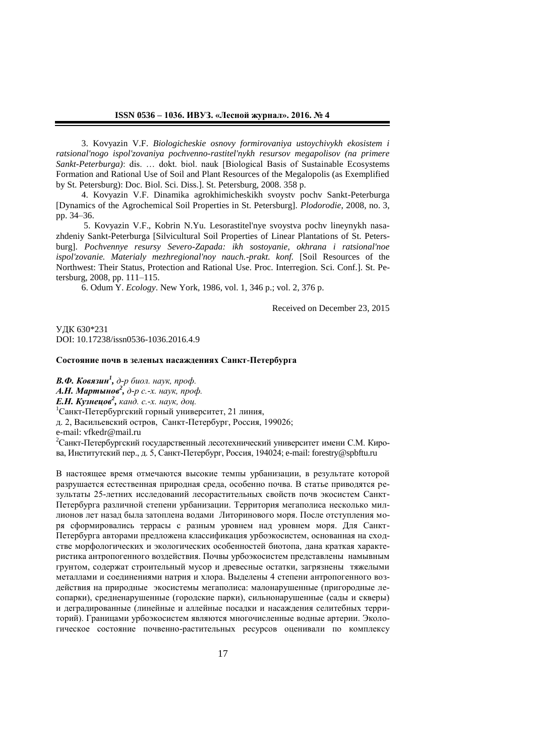3. Kovyazin V.F. *Biologicheskie osnovy formirovaniya ustoychivykh ekosistem i ratsional'nogo ispol'zovaniya pochvenno-rastitel'nykh resursov megapolisov (na primere Sankt-Peterburga)*: dis. … dokt. biol. nauk [Biological Basis of Sustainable Ecosystems Formation and Rational Use of Soil and Plant Resources of the Megalopolis (as Exemplified by St. Petersburg): Doc. Biol. Sci. Diss.]. St. Petersburg, 2008. 358 p.

4. Kovyazin V.F. Dinamika agrokhimicheskikh svoystv pochv Sankt-Peterburga [Dynamics of the Agrochemical Soil Properties in St. Petersburg]. *Plodorodie*, 2008, no. 3, pp. 34–36.

5. Kovyazin V.F., Kobrin N.Yu. Lesorastitel'nye svoystva pochv lineynykh nasazhdeniy Sankt-Peterburga [Silvicultural Soil Properties of Linear Plantations of St. Petersburg]. *Pochvennye resursy Severo-Zapada: ikh sostoyanie, okhrana i ratsional'noe ispol'zovanie. Materialy mezhregional'noy nauch.-prakt. konf.* [Soil Resources of the Northwest: Their Status, Protection and Rational Use. Proc. Interregion. Sci. Conf.]. St. Petersburg, 2008, pp. 111–115.

6. Odum Y. *Ecology*. New York, 1986, vol. 1, 346 p.; vol. 2, 376 p.

Received on December 23, 2015

УДК 630*231
DOI: 10.17238/issn0536-1036.2016.4.9

### Состояние почв в зеленых насаждениях Санкт-Петербурга

***В.Ф. Ковязин*[1]**, *д-р биол. наук, проф.*
***А.Н. Мартынов*[2]**, *д-р с.-х. наук, проф.*
***Е.Н. Кузнецов*[2]**, *канд. с.-х. наук, доц.*

[1]Санкт-Петербургский горный университет, 21 линия, д. 2, Васильевский остров, Санкт-Петербург, Россия, 199026; e-mail: vfkedr@mail.ru

[2]Санкт-Петербургский государственный лесотехнический университет имени С.М. Кирова, Институтский пер., д. 5, Санкт-Петербург, Россия, 194024; e-mail: forestry@spbftu.ru

В настоящее время отмечаются высокие темпы урбанизации, в результате которой разрушается естественная природная среда, особенно почва. В статье приводятся результаты 25-летних исследований лесорастительных свойств почв экосистем Санкт-Петербурга различной степени урбанизации. Территория мегаполиса несколько миллионов лет назад была затоплена водами Литоринового моря. После отступления моря сформировались террасы с разным уровнем над уровнем моря. Для Санкт-Петербурга авторами предложена классификация урбоэкосистем, основанная на сходстве морфологических и экологических особенностей биотопа, дана краткая характеристика антропогенного воздействия. Почвы урбоэкосистем представлены намывным грунтом, содержат строительный мусор и древесные остатки, загрязнены тяжелыми металлами и соединениями натрия и хлора. Выделены 4 степени антропогенного воздействия на природные экосистемы мегаполиса: малонарушенные (пригородные лесопарки), средненарушенные (городские парки), сильнонарушенные (сады и скверы) и деградированные (линейные и аллейные посадки и насаждения селитебных территорий). Границами урбоэкосистем являются многочисленные водные артерии. Экологическое состояние почвенно-растительных ресурсов оценивали по комплексу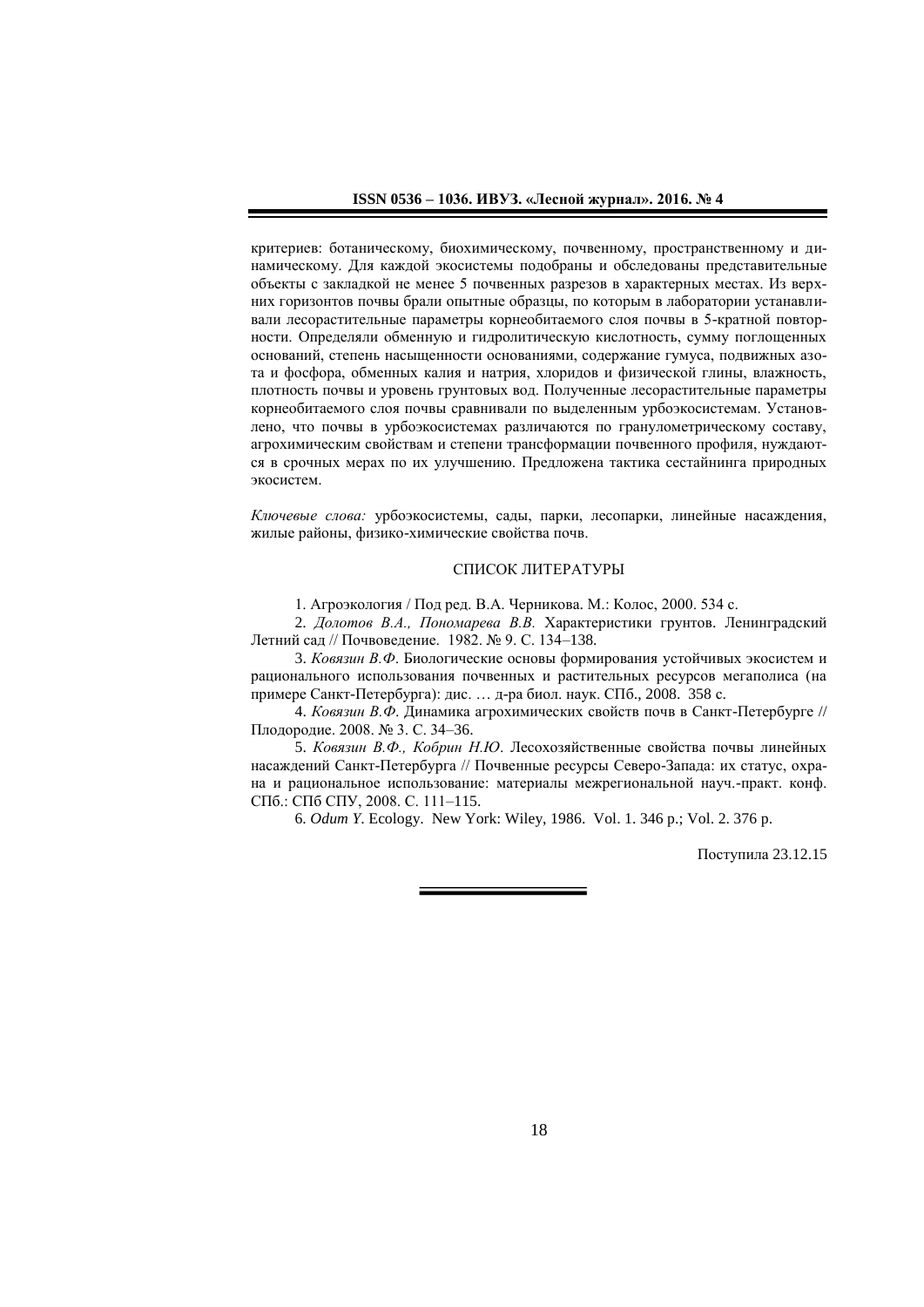критериев: ботаническому, биохимическому, почвенному, пространственному и динамическому. Для каждой экосистемы подобраны и обследованы представительные объекты с закладкой не менее 5 почвенных разрезов в характерных местах. Из верхних горизонтов почвы брали опытные образцы, по которым в лаборатории устанавливали лесорастительные параметры корнеобитаемого слоя почвы в 5-кратной повторности. Определяли обменную и гидролитическую кислотность, сумму поглощенных оснований, степень насыщенности основаниями, содержание гумуса, подвижных азота и фосфора, обменных калия и натрия, хлоридов и физической глины, влажность, плотность почвы и уровень грунтовых вод. Полученные лесорастительные параметры корнеобитаемого слоя почвы сравнивали по выделенным урбоэкосистемам. Установлено, что почвы в урбоэкосистемах различаются по гранулометрическому составу, агрохимическим свойствам и степени трансформации почвенного профиля, нуждаются в срочных мерах по их улучшению. Предложена тактика сестайнинга природных экосистем.

*Ключевые слова:* урбоэкосистемы, сады, парки, лесопарки, линейные насаждения, жилые районы, физико-химические свойства почв.

## СПИСОК ЛИТЕРАТУРЫ

1. Агроэкология / Под ред. В.А. Черникова. М.: Колос, 2000. 534 с.
2. *Долотов В.А., Пономарева В.В.* Характеристики грунтов. Ленинградский Летний сад // Почвоведение. 1982. № 9. С. 134–138.
3. *Ковязин В.Ф.* Биологические основы формирования устойчивых экосистем и рационального использования почвенных и растительных ресурсов мегаполиса (на примере Санкт-Петербурга): дис. … д-ра биол. наук. СПб., 2008. 358 с.
4. *Ковязин В.Ф.* Динамика агрохимических свойств почв в Санкт-Петербурге // Плодородие. 2008. № 3. С. 34–36.
5. *Ковязин В.Ф., Кобрин Н.Ю.* Лесохозяйственные свойства почвы линейных насаждений Санкт-Петербурга // Почвенные ресурсы Северо-Запада: их статус, охрана и рациональное использование: материалы межрегиональной науч.-практ. конф. СПб.: СПб СПУ, 2008. С. 111–115.
6. *Odum Y.* Ecology. New York: Wiley, 1986. Vol. 1. 346 p.; Vol. 2. 376 p.

Поступила 23.12.15